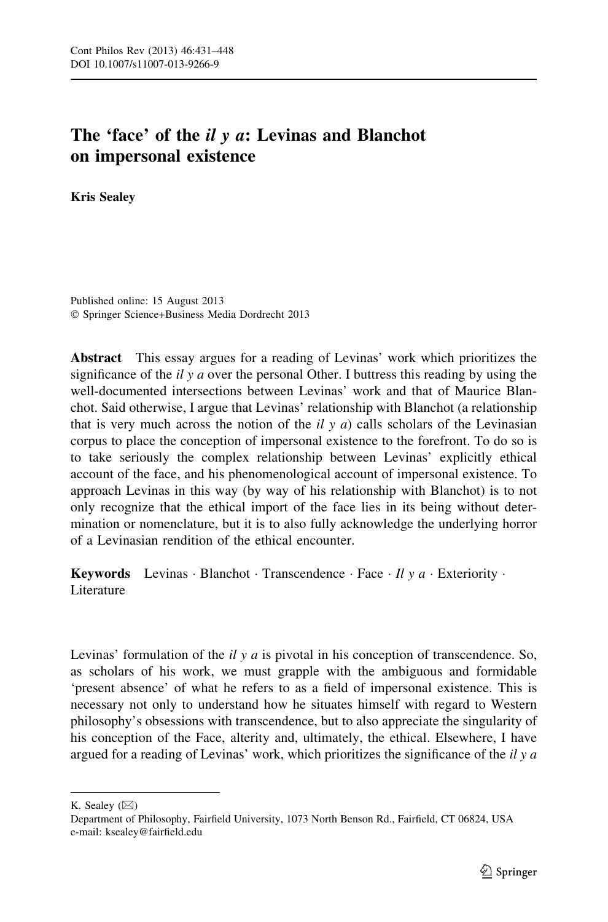# The 'face' of the *il y a*: Levinas and Blanchot on impersonal existence

**Kris Sealey**

Published online: 15 August 2013
© Springer Science+Business Media Dordrecht 2013

**Abstract** This essay argues for a reading of Levinas' work which prioritizes the significance of the *il y a* over the personal Other. I buttress this reading by using the well-documented intersections between Levinas' work and that of Maurice Blanchot. Said otherwise, I argue that Levinas' relationship with Blanchot (a relationship that is very much across the notion of the *il y a*) calls scholars of the Levinasian corpus to place the conception of impersonal existence to the forefront. To do so is to take seriously the complex relationship between Levinas' explicitly ethical account of the face, and his phenomenological account of impersonal existence. To approach Levinas in this way (by way of his relationship with Blanchot) is to not only recognize that the ethical import of the face lies in its being without determination or nomenclature, but it is to also fully acknowledge the underlying horror of a Levinasian rendition of the ethical encounter.

**Keywords** Levinas · Blanchot · Transcendence · Face · *Il y a* · Exteriority · Literature

Levinas' formulation of the *il y a* is pivotal in his conception of transcendence. So, as scholars of his work, we must grapple with the ambiguous and formidable 'present absence' of what he refers to as a field of impersonal existence. This is necessary not only to understand how he situates himself with regard to Western philosophy's obsessions with transcendence, but to also appreciate the singularity of his conception of the Face, alterity and, ultimately, the ethical. Elsewhere, I have argued for a reading of Levinas' work, which prioritizes the significance of the *il y a*

---

K. Sealey (✉)
Department of Philosophy, Fairfield University, 1073 North Benson Rd., Fairfield, CT 06824, USA
e-mail: ksealey@fairfield.edu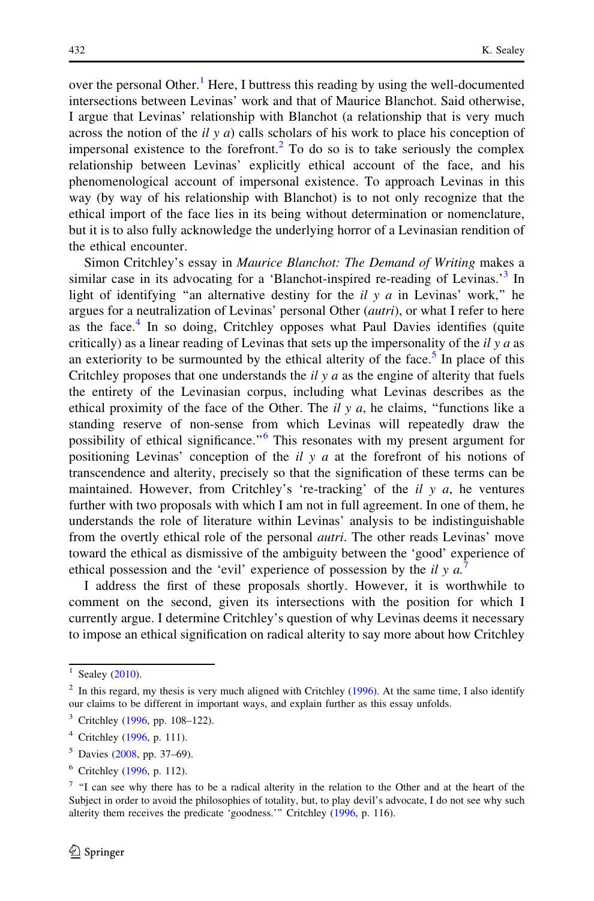over the personal Other.[1] Here, I buttress this reading by using the well-documented intersections between Levinas' work and that of Maurice Blanchot. Said otherwise, I argue that Levinas' relationship with Blanchot (a relationship that is very much across the notion of the *il y a*) calls scholars of his work to place his conception of impersonal existence to the forefront.[2] To do so is to take seriously the complex relationship between Levinas' explicitly ethical account of the face, and his phenomenological account of impersonal existence. To approach Levinas in this way (by way of his relationship with Blanchot) is to not only recognize that the ethical import of the face lies in its being without determination or nomenclature, but it is to also fully acknowledge the underlying horror of a Levinasian rendition of the ethical encounter.

Simon Critchley's essay in *Maurice Blanchot: The Demand of Writing* makes a similar case in its advocating for a 'Blanchot-inspired re-reading of Levinas.'[3] In light of identifying "an alternative destiny for the *il y a* in Levinas' work," he argues for a neutralization of Levinas' personal Other (*autri*), or what I refer to here as the face.[4] In so doing, Critchley opposes what Paul Davies identifies (quite critically) as a linear reading of Levinas that sets up the impersonality of the *il y a* as an exteriority to be surmounted by the ethical alterity of the face.[5] In place of this Critchley proposes that one understands the *il y a* as the engine of alterity that fuels the entirety of the Levinasian corpus, including what Levinas describes as the ethical proximity of the face of the Other. The *il y a*, he claims, "functions like a standing reserve of non-sense from which Levinas will repeatedly draw the possibility of ethical significance."[6] This resonates with my present argument for positioning Levinas' conception of the *il y a* at the forefront of his notions of transcendence and alterity, precisely so that the signification of these terms can be maintained. However, from Critchley's 're-tracking' of the *il y a*, he ventures further with two proposals with which I am not in full agreement. In one of them, he understands the role of literature within Levinas' analysis to be indistinguishable from the overtly ethical role of the personal *autri*. The other reads Levinas' move toward the ethical as dismissive of the ambiguity between the 'good' experience of ethical possession and the 'evil' experience of possession by the *il y a*.[7]

I address the first of these proposals shortly. However, it is worthwhile to comment on the second, given its intersections with the position for which I currently argue. I determine Critchley's question of why Levinas deems it necessary to impose an ethical signification on radical alterity to say more about how Critchley

---

[1] Sealey (2010).

[2] In this regard, my thesis is very much aligned with Critchley (1996). At the same time, I also identify our claims to be different in important ways, and explain further as this essay unfolds.

[3] Critchley (1996, pp. 108–122).

[4] Critchley (1996, p. 111).

[5] Davies (2008, pp. 37–69).

[6] Critchley (1996, p. 112).

[7] "I can see why there has to be a radical alterity in the relation to the Other and at the heart of the Subject in order to avoid the philosophies of totality, but, to play devil's advocate, I do not see why such alterity them receives the predicate 'goodness.'" Critchley (1996, p. 116).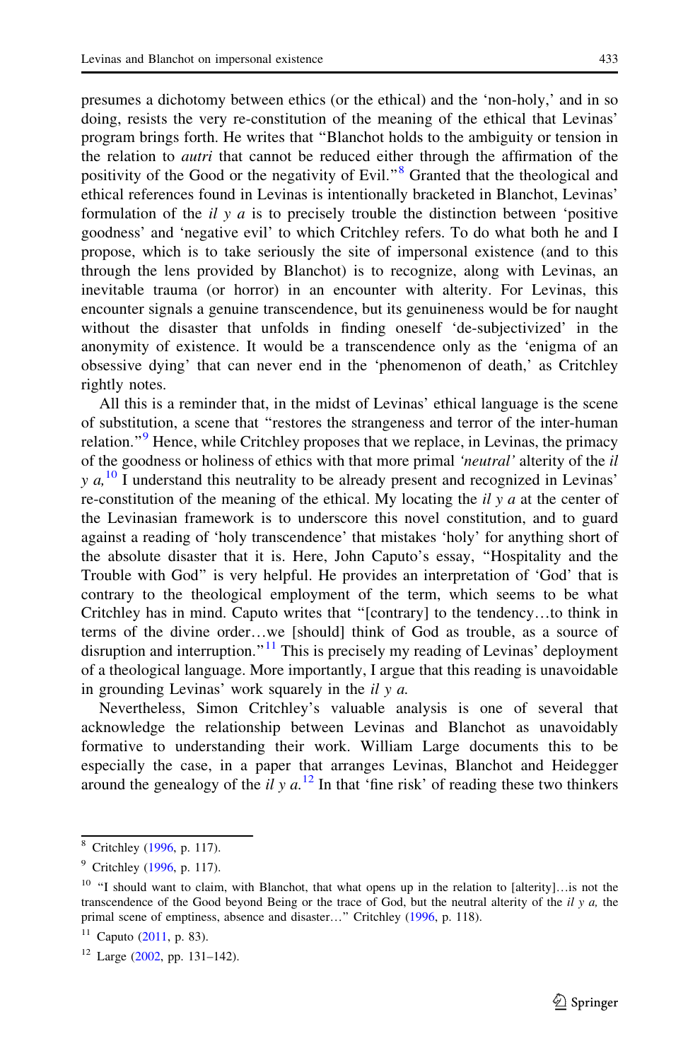presumes a dichotomy between ethics (or the ethical) and the 'non-holy,' and in so doing, resists the very re-constitution of the meaning of the ethical that Levinas' program brings forth. He writes that "Blanchot holds to the ambiguity or tension in the relation to *autri* that cannot be reduced either through the affirmation of the positivity of the Good or the negativity of Evil."[8] Granted that the theological and ethical references found in Levinas is intentionally bracketed in Blanchot, Levinas' formulation of the *il y a* is to precisely trouble the distinction between 'positive goodness' and 'negative evil' to which Critchley refers. To do what both he and I propose, which is to take seriously the site of impersonal existence (and to this through the lens provided by Blanchot) is to recognize, along with Levinas, an inevitable trauma (or horror) in an encounter with alterity. For Levinas, this encounter signals a genuine transcendence, but its genuineness would be for naught without the disaster that unfolds in finding oneself 'de-subjectivized' in the anonymity of existence. It would be a transcendence only as the 'enigma of an obsessive dying' that can never end in the 'phenomenon of death,' as Critchley rightly notes.

All this is a reminder that, in the midst of Levinas' ethical language is the scene of substitution, a scene that "restores the strangeness and terror of the inter-human relation."[9] Hence, while Critchley proposes that we replace, in Levinas, the primacy of the goodness or holiness of ethics with that more primal *'neutral'* alterity of the *il y a,*[10] I understand this neutrality to be already present and recognized in Levinas' re-constitution of the meaning of the ethical. My locating the *il y a* at the center of the Levinasian framework is to underscore this novel constitution, and to guard against a reading of 'holy transcendence' that mistakes 'holy' for anything short of the absolute disaster that it is. Here, John Caputo's essay, "Hospitality and the Trouble with God" is very helpful. He provides an interpretation of 'God' that is contrary to the theological employment of the term, which seems to be what Critchley has in mind. Caputo writes that "[contrary] to the tendency…to think in terms of the divine order…we [should] think of God as trouble, as a source of disruption and interruption."[11] This is precisely my reading of Levinas' deployment of a theological language. More importantly, I argue that this reading is unavoidable in grounding Levinas' work squarely in the *il y a.*

Nevertheless, Simon Critchley's valuable analysis is one of several that acknowledge the relationship between Levinas and Blanchot as unavoidably formative to understanding their work. William Large documents this to be especially the case, in a paper that arranges Levinas, Blanchot and Heidegger around the genealogy of the *il y a.*[12] In that 'fine risk' of reading these two thinkers

---

[8] Critchley (1996, p. 117).

[9] Critchley (1996, p. 117).

[10] "I should want to claim, with Blanchot, that what opens up in the relation to [alterity]…is not the transcendence of the Good beyond Being or the trace of God, but the neutral alterity of the *il y a,* the primal scene of emptiness, absence and disaster…" Critchley (1996, p. 118).

[11] Caputo (2011, p. 83).

[12] Large (2002, pp. 131–142).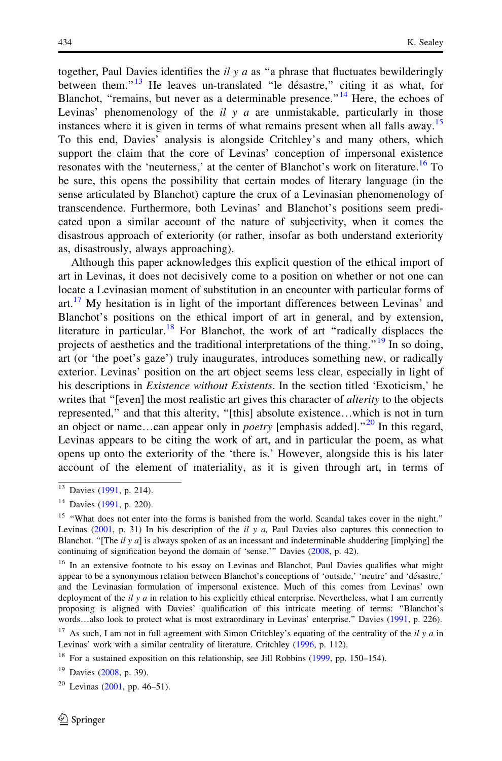together, Paul Davies identifies the *il y a* as "a phrase that fluctuates bewilderingly between them."[13] He leaves un-translated "le désastre," citing it as what, for Blanchot, "remains, but never as a determinable presence."[14] Here, the echoes of Levinas' phenomenology of the *il y a* are unmistakable, particularly in those instances where it is given in terms of what remains present when all falls away.[15] To this end, Davies' analysis is alongside Critchley's and many others, which support the claim that the core of Levinas' conception of impersonal existence resonates with the 'neuterness,' at the center of Blanchot's work on literature.[16] To be sure, this opens the possibility that certain modes of literary language (in the sense articulated by Blanchot) capture the crux of a Levinasian phenomenology of transcendence. Furthermore, both Levinas' and Blanchot's positions seem predicated upon a similar account of the nature of subjectivity, when it comes the disastrous approach of exteriority (or rather, insofar as both understand exteriority as, disastrously, always approaching).

Although this paper acknowledges this explicit question of the ethical import of art in Levinas, it does not decisively come to a position on whether or not one can locate a Levinasian moment of substitution in an encounter with particular forms of art.[17] My hesitation is in light of the important differences between Levinas' and Blanchot's positions on the ethical import of art in general, and by extension, literature in particular.[18] For Blanchot, the work of art "radically displaces the projects of aesthetics and the traditional interpretations of the thing."[19] In so doing, art (or 'the poet's gaze') truly inaugurates, introduces something new, or radically exterior. Levinas' position on the art object seems less clear, especially in light of his descriptions in *Existence without Existents*. In the section titled 'Exoticism,' he writes that "[even] the most realistic art gives this character of *alterity* to the objects represented," and that this alterity, "[this] absolute existence…which is not in turn an object or name…can appear only in *poetry* [emphasis added]."[20] In this regard, Levinas appears to be citing the work of art, and in particular the poem, as what opens up onto the exteriority of the 'there is.' However, alongside this is his later account of the element of materiality, as it is given through art, in terms of

---

[13] Davies (1991, p. 214).

[14] Davies (1991, p. 220).

[15] "What does not enter into the forms is banished from the world. Scandal takes cover in the night." Levinas (2001, p. 31) In his description of the *il y a,* Paul Davies also captures this connection to Blanchot. "[The *il y a*] is always spoken of as an incessant and indeterminable shuddering [implying] the continuing of signification beyond the domain of 'sense.'" Davies (2008, p. 42).

[16] In an extensive footnote to his essay on Levinas and Blanchot, Paul Davies qualifies what might appear to be a synonymous relation between Blanchot's conceptions of 'outside,' 'neutre' and 'désastre,' and the Levinasian formulation of impersonal existence. Much of this comes from Levinas' own deployment of the *il y a* in relation to his explicitly ethical enterprise. Nevertheless, what I am currently proposing is aligned with Davies' qualification of this intricate meeting of terms: "Blanchot's words…also look to protect what is most extraordinary in Levinas' enterprise." Davies (1991, p. 226).

[17] As such, I am not in full agreement with Simon Critchley's equating of the centrality of the *il y a* in Levinas' work with a similar centrality of literature. Critchley (1996, p. 112).

[18] For a sustained exposition on this relationship, see Jill Robbins (1999, pp. 150–154).

[19] Davies (2008, p. 39).

[20] Levinas (2001, pp. 46–51).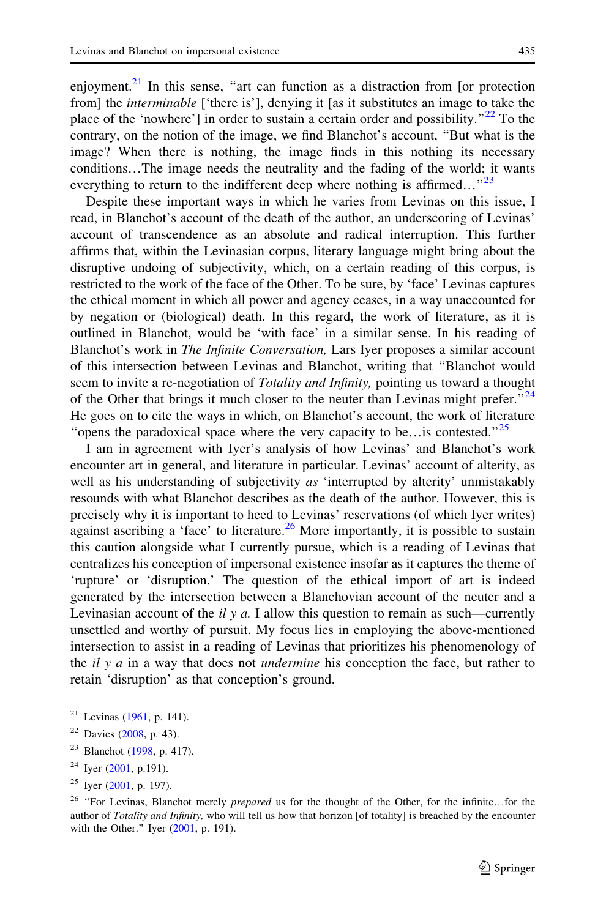enjoyment.[21] In this sense, "art can function as a distraction from [or protection from] the *interminable* ['there is'], denying it [as it substitutes an image to take the place of the 'nowhere'] in order to sustain a certain order and possibility."[22] To the contrary, on the notion of the image, we find Blanchot's account, "But what is the image? When there is nothing, the image finds in this nothing its necessary conditions…The image needs the neutrality and the fading of the world; it wants everything to return to the indifferent deep where nothing is affirmed…"[23]

Despite these important ways in which he varies from Levinas on this issue, I read, in Blanchot's account of the death of the author, an underscoring of Levinas' account of transcendence as an absolute and radical interruption. This further affirms that, within the Levinasian corpus, literary language might bring about the disruptive undoing of subjectivity, which, on a certain reading of this corpus, is restricted to the work of the face of the Other. To be sure, by 'face' Levinas captures the ethical moment in which all power and agency ceases, in a way unaccounted for by negation or (biological) death. In this regard, the work of literature, as it is outlined in Blanchot, would be 'with face' in a similar sense. In his reading of Blanchot's work in *The Infinite Conversation,* Lars Iyer proposes a similar account of this intersection between Levinas and Blanchot, writing that "Blanchot would seem to invite a re-negotiation of *Totality and Infinity,* pointing us toward a thought of the Other that brings it much closer to the neuter than Levinas might prefer."[24] He goes on to cite the ways in which, on Blanchot's account, the work of literature "opens the paradoxical space where the very capacity to be…is contested."[25]

I am in agreement with Iyer's analysis of how Levinas' and Blanchot's work encounter art in general, and literature in particular. Levinas' account of alterity, as well as his understanding of subjectivity *as* 'interrupted by alterity' unmistakably resounds with what Blanchot describes as the death of the author. However, this is precisely why it is important to heed to Levinas' reservations (of which Iyer writes) against ascribing a 'face' to literature.[26] More importantly, it is possible to sustain this caution alongside what I currently pursue, which is a reading of Levinas that centralizes his conception of impersonal existence insofar as it captures the theme of 'rupture' or 'disruption.' The question of the ethical import of art is indeed generated by the intersection between a Blanchovian account of the neuter and a Levinasian account of the *il y a.* I allow this question to remain as such—currently unsettled and worthy of pursuit. My focus lies in employing the above-mentioned intersection to assist in a reading of Levinas that prioritizes his phenomenology of the *il y a* in a way that does not *undermine* his conception the face, but rather to retain 'disruption' as that conception's ground.

---

[21] Levinas (1961, p. 141).

[22] Davies (2008, p. 43).

[23] Blanchot (1998, p. 417).

[24] Iyer (2001, p.191).

[25] Iyer (2001, p. 197).

[26] "For Levinas, Blanchot merely *prepared* us for the thought of the Other, for the infinite…for the author of *Totality and Infinity,* who will tell us how that horizon [of totality] is breached by the encounter with the Other." Iyer (2001, p. 191).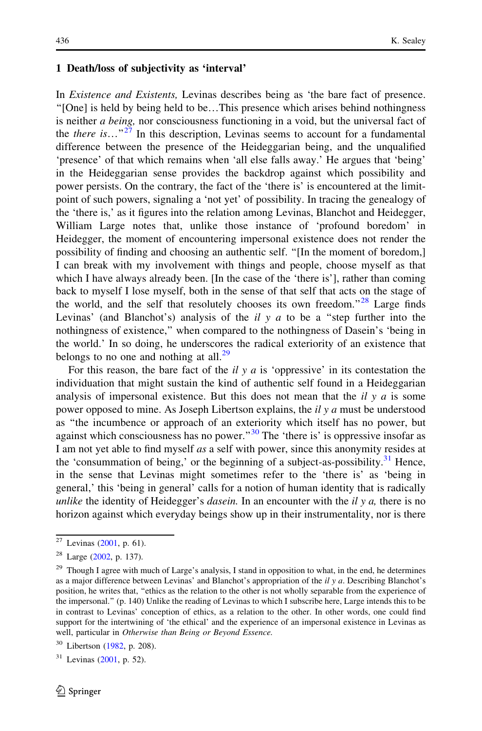## 1 Death/loss of subjectivity as 'interval'

In *Existence and Existents,* Levinas describes being as 'the bare fact of presence. "[One] is held by being held to be…This presence which arises behind nothingness is neither *a being,* nor consciousness functioning in a void, but the universal fact of the *there is*…"[27] In this description, Levinas seems to account for a fundamental difference between the presence of the Heideggarian being, and the unqualified 'presence' of that which remains when 'all else falls away.' He argues that 'being' in the Heideggarian sense provides the backdrop against which possibility and power persists. On the contrary, the fact of the 'there is' is encountered at the limit-point of such powers, signaling a 'not yet' of possibility. In tracing the genealogy of the 'there is,' as it figures into the relation among Levinas, Blanchot and Heidegger, William Large notes that, unlike those instance of 'profound boredom' in Heidegger, the moment of encountering impersonal existence does not render the possibility of finding and choosing an authentic self. "[In the moment of boredom,] I can break with my involvement with things and people, choose myself as that which I have always already been. [In the case of the 'there is'], rather than coming back to myself I lose myself, both in the sense of that self that acts on the stage of the world, and the self that resolutely chooses its own freedom."[28] Large finds Levinas' (and Blanchot's) analysis of the *il y a* to be a "step further into the nothingness of existence," when compared to the nothingness of Dasein's 'being in the world.' In so doing, he underscores the radical exteriority of an existence that belongs to no one and nothing at all.[29]

For this reason, the bare fact of the *il y a* is 'oppressive' in its contestation the individuation that might sustain the kind of authentic self found in a Heideggarian analysis of impersonal existence. But this does not mean that the *il y a* is some power opposed to mine. As Joseph Libertson explains, the *il y a* must be understood as "the incumbence or approach of an exteriority which itself has no power, but against which consciousness has no power."[30] The 'there is' is oppressive insofar as I am not yet able to find myself *as* a self with power, since this anonymity resides at the 'consummation of being,' or the beginning of a subject-as-possibility.[31] Hence, in the sense that Levinas might sometimes refer to the 'there is' as 'being in general,' this 'being in general' calls for a notion of human identity that is radically *unlike* the identity of Heidegger's *dasein.* In an encounter with the *il y a,* there is no horizon against which everyday beings show up in their instrumentality, nor is there

---

[27] Levinas (2001, p. 61).

[28] Large (2002, p. 137).

[29] Though I agree with much of Large's analysis, I stand in opposition to what, in the end, he determines as a major difference between Levinas' and Blanchot's appropriation of the *il y a*. Describing Blanchot's position, he writes that, "ethics as the relation to the other is not wholly separable from the experience of the impersonal." (p. 140) Unlike the reading of Levinas to which I subscribe here, Large intends this to be in contrast to Levinas' conception of ethics, as a relation to the other. In other words, one could find support for the intertwining of 'the ethical' and the experience of an impersonal existence in Levinas as well, particular in *Otherwise than Being or Beyond Essence.*

[30] Libertson (1982, p. 208).

[31] Levinas (2001, p. 52).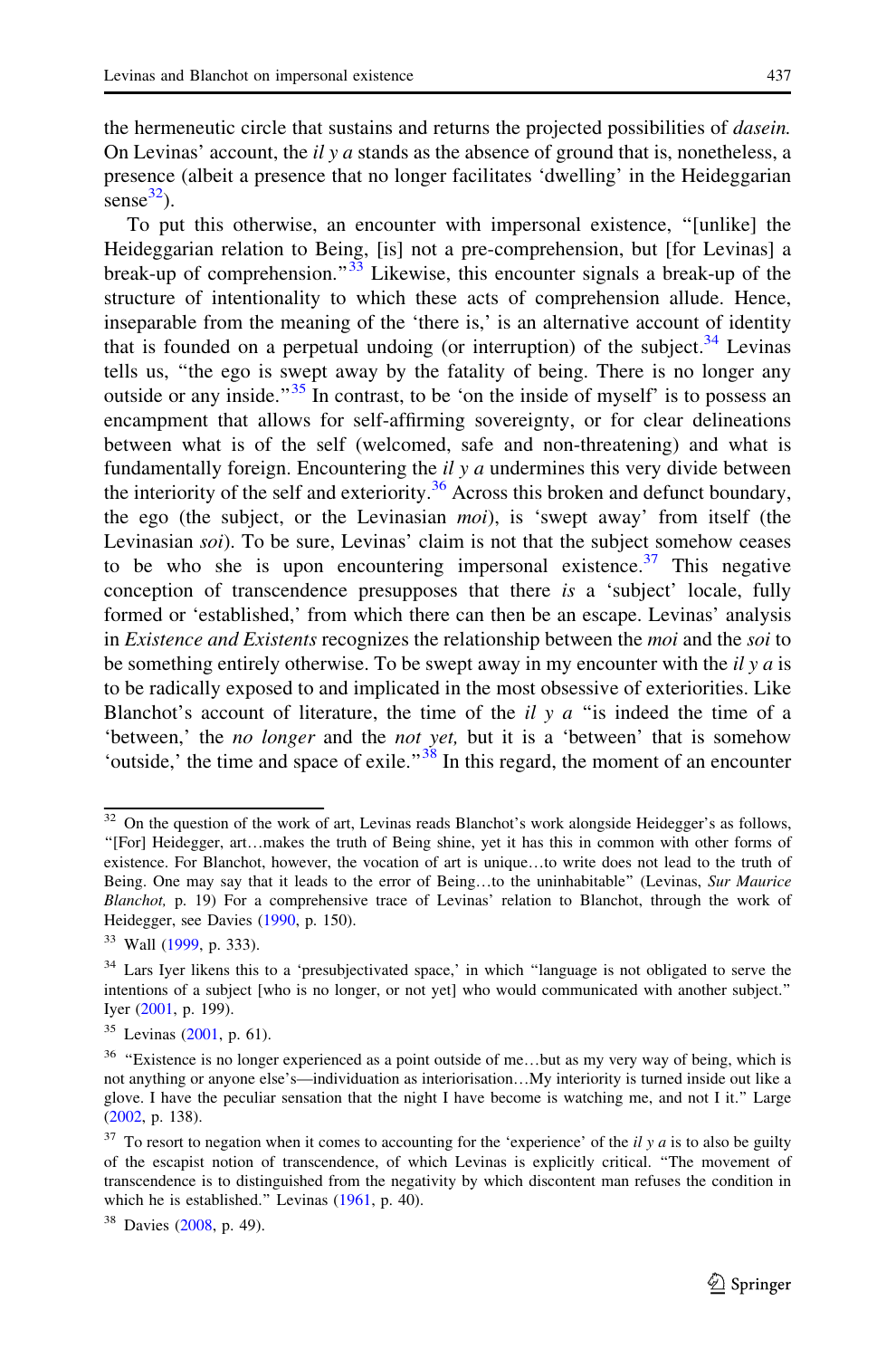the hermeneutic circle that sustains and returns the projected possibilities of *dasein.* On Levinas' account, the *il y a* stands as the absence of ground that is, nonetheless, a presence (albeit a presence that no longer facilitates 'dwelling' in the Heideggarian sense[32]).

To put this otherwise, an encounter with impersonal existence, "[unlike] the Heideggarian relation to Being, [is] not a pre-comprehension, but [for Levinas] a break-up of comprehension."[33] Likewise, this encounter signals a break-up of the structure of intentionality to which these acts of comprehension allude. Hence, inseparable from the meaning of the 'there is,' is an alternative account of identity that is founded on a perpetual undoing (or interruption) of the subject.[34] Levinas tells us, "the ego is swept away by the fatality of being. There is no longer any outside or any inside."[35] In contrast, to be 'on the inside of myself' is to possess an encampment that allows for self-affirming sovereignty, or for clear delineations between what is of the self (welcomed, safe and non-threatening) and what is fundamentally foreign. Encountering the *il y a* undermines this very divide between the interiority of the self and exteriority.[36] Across this broken and defunct boundary, the ego (the subject, or the Levinasian *moi*), is 'swept away' from itself (the Levinasian *soi*). To be sure, Levinas' claim is not that the subject somehow ceases to be who she is upon encountering impersonal existence.[37] This negative conception of transcendence presupposes that there *is* a 'subject' locale, fully formed or 'established,' from which there can then be an escape. Levinas' analysis in *Existence and Existents* recognizes the relationship between the *moi* and the *soi* to be something entirely otherwise. To be swept away in my encounter with the *il y a* is to be radically exposed to and implicated in the most obsessive of exteriorities. Like Blanchot's account of literature, the time of the *il y a* "is indeed the time of a 'between,' the *no longer* and the *not yet,* but it is a 'between' that is somehow 'outside,' the time and space of exile."[38] In this regard, the moment of an encounter

---

[32] On the question of the work of art, Levinas reads Blanchot's work alongside Heidegger's as follows, "[For] Heidegger, art…makes the truth of Being shine, yet it has this in common with other forms of existence. For Blanchot, however, the vocation of art is unique…to write does not lead to the truth of Being. One may say that it leads to the error of Being…to the uninhabitable" (Levinas, *Sur Maurice Blanchot,* p. 19) For a comprehensive trace of Levinas' relation to Blanchot, through the work of Heidegger, see Davies (1990, p. 150).

[33] Wall (1999, p. 333).

[34] Lars Iyer likens this to a 'presubjectivated space,' in which "language is not obligated to serve the intentions of a subject [who is no longer, or not yet] who would communicated with another subject." Iyer (2001, p. 199).

[35] Levinas (2001, p. 61).

[36] "Existence is no longer experienced as a point outside of me…but as my very way of being, which is not anything or anyone else's—individuation as interiorisation…My interiority is turned inside out like a glove. I have the peculiar sensation that the night I have become is watching me, and not I it." Large (2002, p. 138).

[37] To resort to negation when it comes to accounting for the 'experience' of the *il y a* is to also be guilty of the escapist notion of transcendence, of which Levinas is explicitly critical. "The movement of transcendence is to distinguished from the negativity by which discontent man refuses the condition in which he is established." Levinas (1961, p. 40).

[38] Davies (2008, p. 49).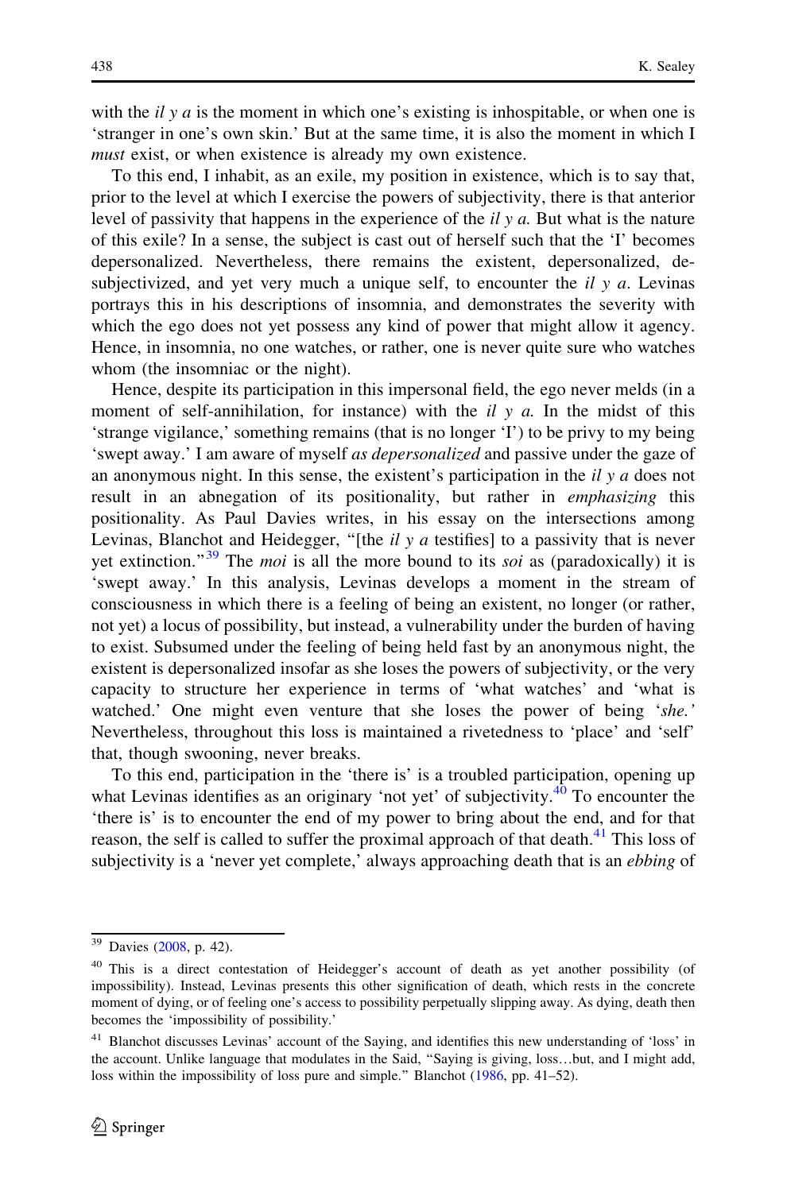with the *il y a* is the moment in which one's existing is inhospitable, or when one is 'stranger in one's own skin.' But at the same time, it is also the moment in which I *must* exist, or when existence is already my own existence.

To this end, I inhabit, as an exile, my position in existence, which is to say that, prior to the level at which I exercise the powers of subjectivity, there is that anterior level of passivity that happens in the experience of the *il y a.* But what is the nature of this exile? In a sense, the subject is cast out of herself such that the 'I' becomes depersonalized. Nevertheless, there remains the existent, depersonalized, de-subjectivized, and yet very much a unique self, to encounter the *il y a*. Levinas portrays this in his descriptions of insomnia, and demonstrates the severity with which the ego does not yet possess any kind of power that might allow it agency. Hence, in insomnia, no one watches, or rather, one is never quite sure who watches whom (the insomniac or the night).

Hence, despite its participation in this impersonal field, the ego never melds (in a moment of self-annihilation, for instance) with the *il y a.* In the midst of this 'strange vigilance,' something remains (that is no longer 'I') to be privy to my being 'swept away.' I am aware of myself *as depersonalized* and passive under the gaze of an anonymous night. In this sense, the existent's participation in the *il y a* does not result in an abnegation of its positionality, but rather in *emphasizing* this positionality. As Paul Davies writes, in his essay on the intersections among Levinas, Blanchot and Heidegger, "[the *il y a* testifies] to a passivity that is never yet extinction."[39] The *moi* is all the more bound to its *soi* as (paradoxically) it is 'swept away.' In this analysis, Levinas develops a moment in the stream of consciousness in which there is a feeling of being an existent, no longer (or rather, not yet) a locus of possibility, but instead, a vulnerability under the burden of having to exist. Subsumed under the feeling of being held fast by an anonymous night, the existent is depersonalized insofar as she loses the powers of subjectivity, or the very capacity to structure her experience in terms of 'what watches' and 'what is watched.' One might even venture that she loses the power of being '*she.'* Nevertheless, throughout this loss is maintained a rivetedness to 'place' and 'self' that, though swooning, never breaks.

To this end, participation in the 'there is' is a troubled participation, opening up what Levinas identifies as an originary 'not yet' of subjectivity.[40] To encounter the 'there is' is to encounter the end of my power to bring about the end, and for that reason, the self is called to suffer the proximal approach of that death.[41] This loss of subjectivity is a 'never yet complete,' always approaching death that is an *ebbing* of

---

[39] Davies (2008, p. 42).

[40] This is a direct contestation of Heidegger's account of death as yet another possibility (of impossibility). Instead, Levinas presents this other signification of death, which rests in the concrete moment of dying, or of feeling one's access to possibility perpetually slipping away. As dying, death then becomes the 'impossibility of possibility.'

[41] Blanchot discusses Levinas' account of the Saying, and identifies this new understanding of 'loss' in the account. Unlike language that modulates in the Said, "Saying is giving, loss…but, and I might add, loss within the impossibility of loss pure and simple." Blanchot (1986, pp. 41–52).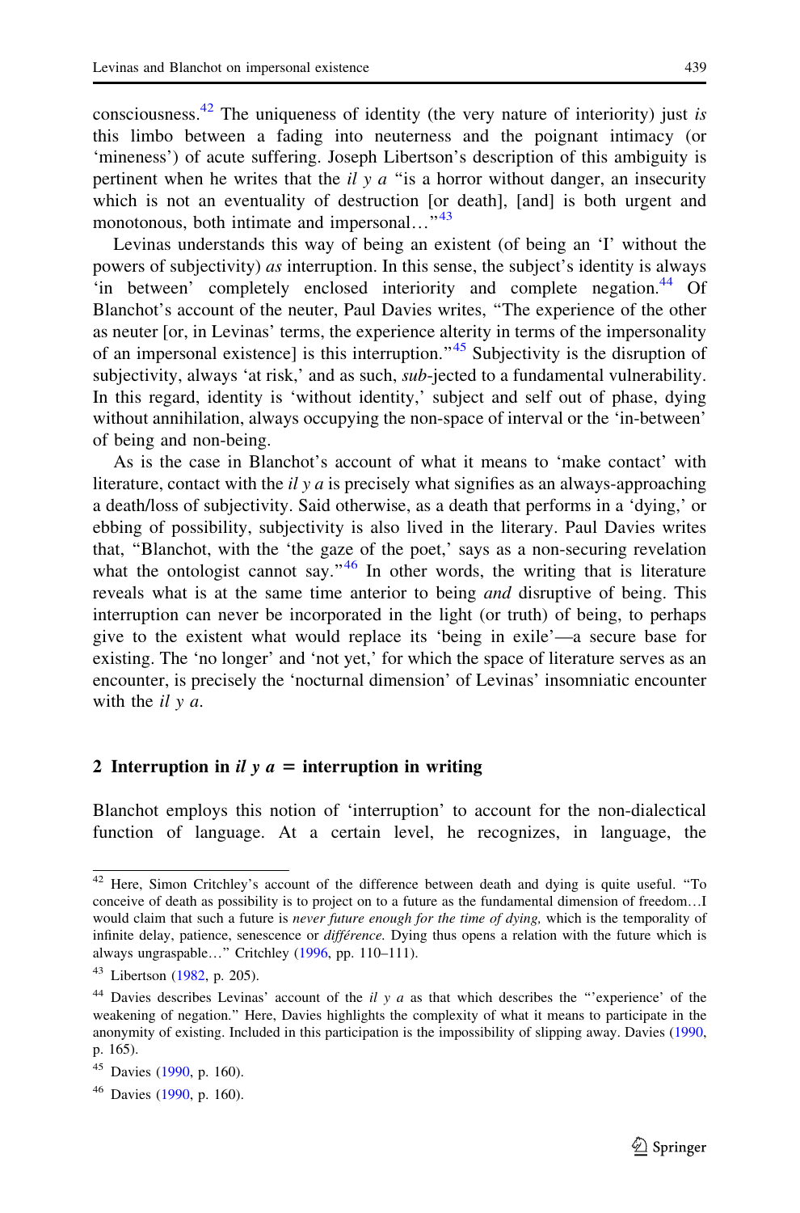consciousness.[42] The uniqueness of identity (the very nature of interiority) just *is* this limbo between a fading into neuterness and the poignant intimacy (or 'mineness') of acute suffering. Joseph Libertson's description of this ambiguity is pertinent when he writes that the *il y a* "is a horror without danger, an insecurity which is not an eventuality of destruction [or death], [and] is both urgent and monotonous, both intimate and impersonal…"[43]

Levinas understands this way of being an existent (of being an 'I' without the powers of subjectivity) *as* interruption. In this sense, the subject's identity is always 'in between' completely enclosed interiority and complete negation.[44] Of Blanchot's account of the neuter, Paul Davies writes, "The experience of the other as neuter [or, in Levinas' terms, the experience alterity in terms of the impersonality of an impersonal existence] is this interruption."[45] Subjectivity is the disruption of subjectivity, always 'at risk,' and as such, *sub*-jected to a fundamental vulnerability. In this regard, identity is 'without identity,' subject and self out of phase, dying without annihilation, always occupying the non-space of interval or the 'in-between' of being and non-being.

As is the case in Blanchot's account of what it means to 'make contact' with literature, contact with the *il y a* is precisely what signifies as an always-approaching a death/loss of subjectivity. Said otherwise, as a death that performs in a 'dying,' or ebbing of possibility, subjectivity is also lived in the literary. Paul Davies writes that, "Blanchot, with the 'the gaze of the poet,' says as a non-securing revelation what the ontologist cannot say."[46] In other words, the writing that is literature reveals what is at the same time anterior to being *and* disruptive of being. This interruption can never be incorporated in the light (or truth) of being, to perhaps give to the existent what would replace its 'being in exile'—a secure base for existing. The 'no longer' and 'not yet,' for which the space of literature serves as an encounter, is precisely the 'nocturnal dimension' of Levinas' insomniatic encounter with the *il y a*.

## 2 Interruption in *il y a* = interruption in writing

Blanchot employs this notion of 'interruption' to account for the non-dialectical function of language. At a certain level, he recognizes, in language, the

---

[42] Here, Simon Critchley's account of the difference between death and dying is quite useful. "To conceive of death as possibility is to project on to a future as the fundamental dimension of freedom…I would claim that such a future is *never future enough for the time of dying,* which is the temporality of infinite delay, patience, senescence or *différence.* Dying thus opens a relation with the future which is always ungraspable…" Critchley (1996, pp. 110–111).

[43] Libertson (1982, p. 205).

[44] Davies describes Levinas' account of the *il y a* as that which describes the "'experience' of the weakening of negation." Here, Davies highlights the complexity of what it means to participate in the anonymity of existing. Included in this participation is the impossibility of slipping away. Davies (1990, p. 165).

[45] Davies (1990, p. 160).

[46] Davies (1990, p. 160).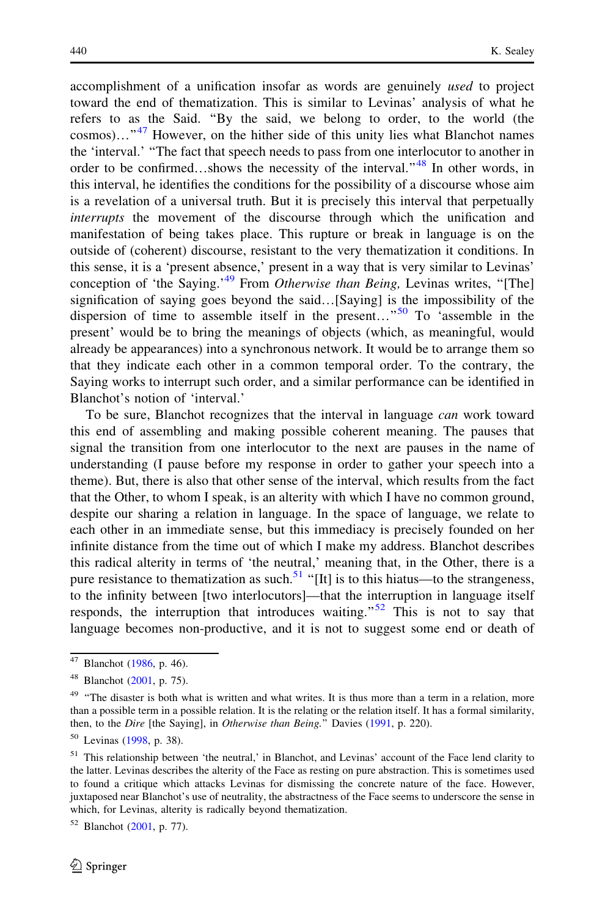accomplishment of a unification insofar as words are genuinely *used* to project toward the end of thematization. This is similar to Levinas' analysis of what he refers to as the Said. "By the said, we belong to order, to the world (the cosmos)…"[47] However, on the hither side of this unity lies what Blanchot names the 'interval.' "The fact that speech needs to pass from one interlocutor to another in order to be confirmed…shows the necessity of the interval."[48] In other words, in this interval, he identifies the conditions for the possibility of a discourse whose aim is a revelation of a universal truth. But it is precisely this interval that perpetually *interrupts* the movement of the discourse through which the unification and manifestation of being takes place. This rupture or break in language is on the outside of (coherent) discourse, resistant to the very thematization it conditions. In this sense, it is a 'present absence,' present in a way that is very similar to Levinas' conception of 'the Saying.'[49] From *Otherwise than Being,* Levinas writes, "[The] signification of saying goes beyond the said…[Saying] is the impossibility of the dispersion of time to assemble itself in the present…"[50] To 'assemble in the present' would be to bring the meanings of objects (which, as meaningful, would already be appearances) into a synchronous network. It would be to arrange them so that they indicate each other in a common temporal order. To the contrary, the Saying works to interrupt such order, and a similar performance can be identified in Blanchot's notion of 'interval.'

To be sure, Blanchot recognizes that the interval in language *can* work toward this end of assembling and making possible coherent meaning. The pauses that signal the transition from one interlocutor to the next are pauses in the name of understanding (I pause before my response in order to gather your speech into a theme). But, there is also that other sense of the interval, which results from the fact that the Other, to whom I speak, is an alterity with which I have no common ground, despite our sharing a relation in language. In the space of language, we relate to each other in an immediate sense, but this immediacy is precisely founded on her infinite distance from the time out of which I make my address. Blanchot describes this radical alterity in terms of 'the neutral,' meaning that, in the Other, there is a pure resistance to thematization as such.[51] "[It] is to this hiatus—to the strangeness, to the infinity between [two interlocutors]—that the interruption in language itself responds, the interruption that introduces waiting."[52] This is not to say that language becomes non-productive, and it is not to suggest some end or death of

---

[47] Blanchot (1986, p. 46).

[48] Blanchot (2001, p. 75).

[49] "The disaster is both what is written and what writes. It is thus more than a term in a relation, more than a possible term in a possible relation. It is the relating or the relation itself. It has a formal similarity, then, to the *Dire* [the Saying], in *Otherwise than Being*." Davies (1991, p. 220).

[50] Levinas (1998, p. 38).

[51] This relationship between 'the neutral,' in Blanchot, and Levinas' account of the Face lend clarity to the latter. Levinas describes the alterity of the Face as resting on pure abstraction. This is sometimes used to found a critique which attacks Levinas for dismissing the concrete nature of the face. However, juxtaposed near Blanchot's use of neutrality, the abstractness of the Face seems to underscore the sense in which, for Levinas, alterity is radically beyond thematization.

[52] Blanchot (2001, p. 77).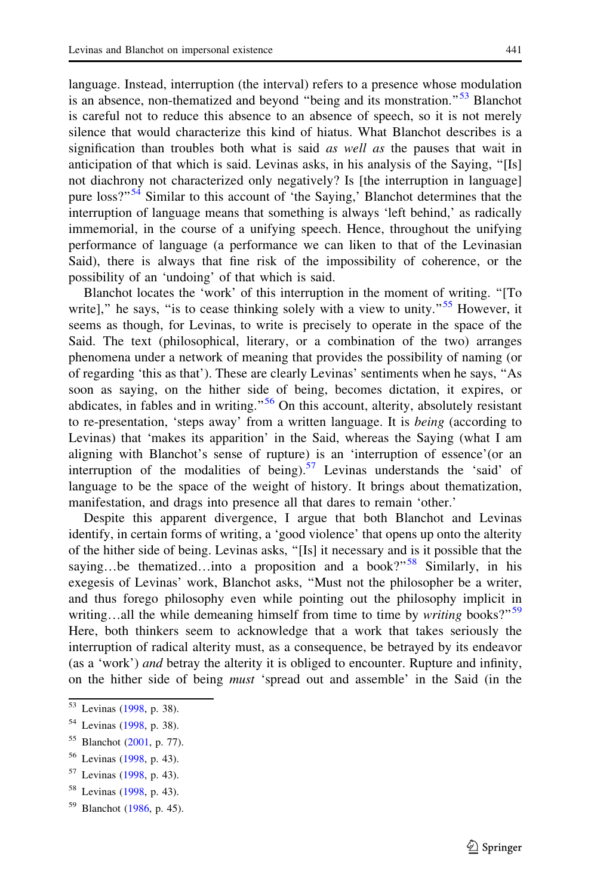language. Instead, interruption (the interval) refers to a presence whose modulation is an absence, non-thematized and beyond "being and its monstration."[53] Blanchot is careful not to reduce this absence to an absence of speech, so it is not merely silence that would characterize this kind of hiatus. What Blanchot describes is a signification than troubles both what is said *as well as* the pauses that wait in anticipation of that which is said. Levinas asks, in his analysis of the Saying, "[Is] not diachrony not characterized only negatively? Is [the interruption in language] pure loss?"[54] Similar to this account of 'the Saying,' Blanchot determines that the interruption of language means that something is always 'left behind,' as radically immemorial, in the course of a unifying speech. Hence, throughout the unifying performance of language (a performance we can liken to that of the Levinasian Said), there is always that fine risk of the impossibility of coherence, or the possibility of an 'undoing' of that which is said.

Blanchot locates the 'work' of this interruption in the moment of writing. "[To write]," he says, "is to cease thinking solely with a view to unity."[55] However, it seems as though, for Levinas, to write is precisely to operate in the space of the Said. The text (philosophical, literary, or a combination of the two) arranges phenomena under a network of meaning that provides the possibility of naming (or of regarding 'this as that'). These are clearly Levinas' sentiments when he says, "As soon as saying, on the hither side of being, becomes dictation, it expires, or abdicates, in fables and in writing."[56] On this account, alterity, absolutely resistant to re-presentation, 'steps away' from a written language. It is *being* (according to Levinas) that 'makes its apparition' in the Said, whereas the Saying (what I am aligning with Blanchot's sense of rupture) is an 'interruption of essence'(or an interruption of the modalities of being).[57] Levinas understands the 'said' of language to be the space of the weight of history. It brings about thematization, manifestation, and drags into presence all that dares to remain 'other.'

Despite this apparent divergence, I argue that both Blanchot and Levinas identify, in certain forms of writing, a 'good violence' that opens up onto the alterity of the hither side of being. Levinas asks, "[Is] it necessary and is it possible that the saying…be thematized…into a proposition and a book?"[58] Similarly, in his exegesis of Levinas' work, Blanchot asks, "Must not the philosopher be a writer, and thus forego philosophy even while pointing out the philosophy implicit in writing…all the while demeaning himself from time to time by *writing* books?"[59] Here, both thinkers seem to acknowledge that a work that takes seriously the interruption of radical alterity must, as a consequence, be betrayed by its endeavor (as a 'work') *and* betray the alterity it is obliged to encounter. Rupture and infinity, on the hither side of being *must* 'spread out and assemble' in the Said (in the

---

[53] Levinas (1998, p. 38).

[54] Levinas (1998, p. 38).

[55] Blanchot (2001, p. 77).

[56] Levinas (1998, p. 43).

[57] Levinas (1998, p. 43).

[58] Levinas (1998, p. 43).

[59] Blanchot (1986, p. 45).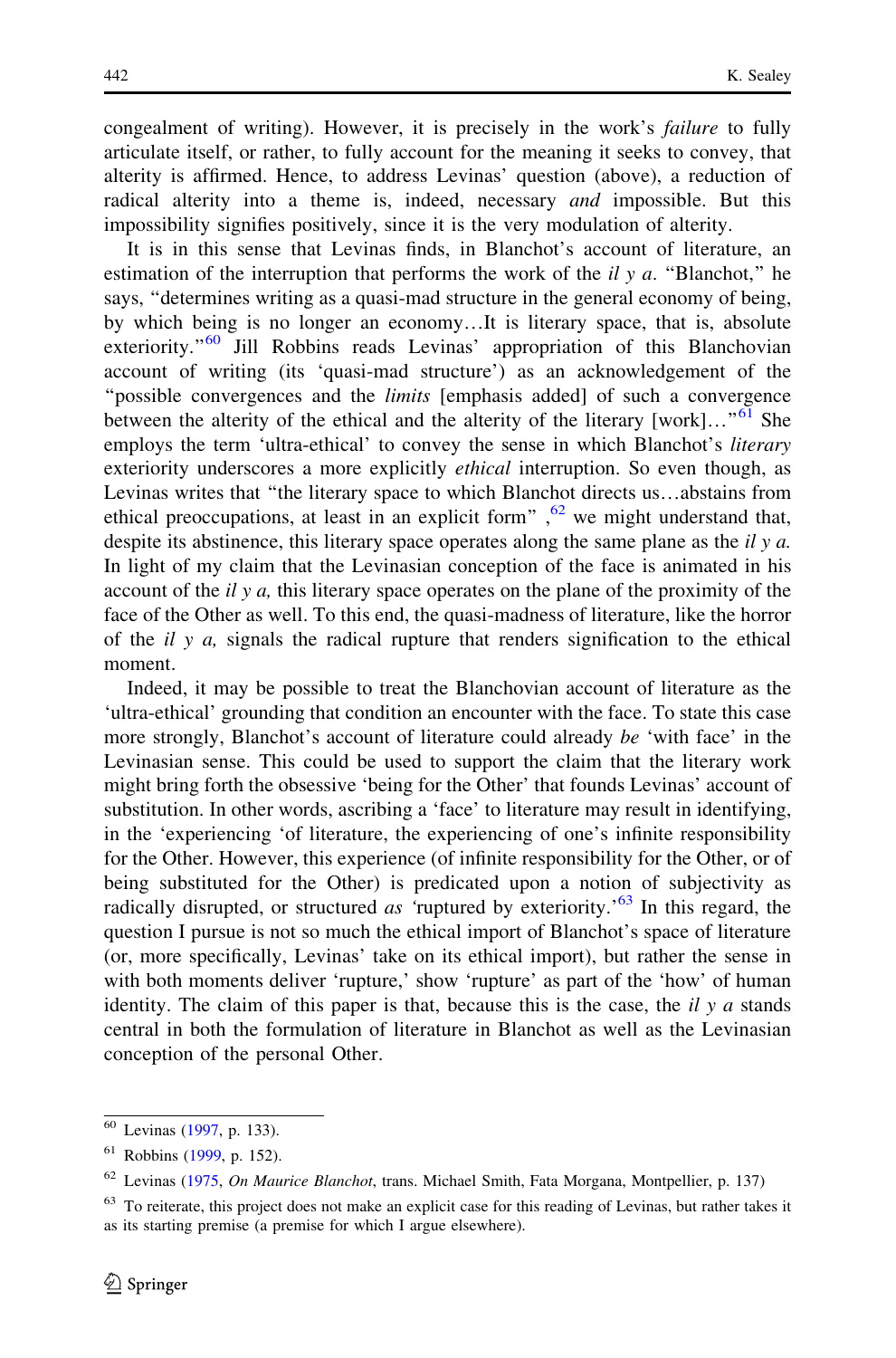congealment of writing). However, it is precisely in the work's *failure* to fully articulate itself, or rather, to fully account for the meaning it seeks to convey, that alterity is affirmed. Hence, to address Levinas' question (above), a reduction of radical alterity into a theme is, indeed, necessary *and* impossible. But this impossibility signifies positively, since it is the very modulation of alterity.

It is in this sense that Levinas finds, in Blanchot's account of literature, an estimation of the interruption that performs the work of the *il y a*. "Blanchot," he says, "determines writing as a quasi-mad structure in the general economy of being, by which being is no longer an economy…It is literary space, that is, absolute exteriority."[60] Jill Robbins reads Levinas' appropriation of this Blanchovian account of writing (its 'quasi-mad structure') as an acknowledgement of the "possible convergences and the *limits* [emphasis added] of such a convergence between the alterity of the ethical and the alterity of the literary [work]…"[61] She employs the term 'ultra-ethical' to convey the sense in which Blanchot's *literary* exteriority underscores a more explicitly *ethical* interruption. So even though, as Levinas writes that "the literary space to which Blanchot directs us…abstains from ethical preoccupations, at least in an explicit form" ,[62] we might understand that, despite its abstinence, this literary space operates along the same plane as the *il y a.* In light of my claim that the Levinasian conception of the face is animated in his account of the *il y a,* this literary space operates on the plane of the proximity of the face of the Other as well. To this end, the quasi-madness of literature, like the horror of the *il y a,* signals the radical rupture that renders signification to the ethical moment.

Indeed, it may be possible to treat the Blanchovian account of literature as the 'ultra-ethical' grounding that condition an encounter with the face. To state this case more strongly, Blanchot's account of literature could already *be* 'with face' in the Levinasian sense. This could be used to support the claim that the literary work might bring forth the obsessive 'being for the Other' that founds Levinas' account of substitution. In other words, ascribing a 'face' to literature may result in identifying, in the 'experiencing 'of literature, the experiencing of one's infinite responsibility for the Other. However, this experience (of infinite responsibility for the Other, or of being substituted for the Other) is predicated upon a notion of subjectivity as radically disrupted, or structured *as* 'ruptured by exteriority.'[63] In this regard, the question I pursue is not so much the ethical import of Blanchot's space of literature (or, more specifically, Levinas' take on its ethical import), but rather the sense in with both moments deliver 'rupture,' show 'rupture' as part of the 'how' of human identity. The claim of this paper is that, because this is the case, the *il y a* stands central in both the formulation of literature in Blanchot as well as the Levinasian conception of the personal Other.

---

[60] Levinas (1997, p. 133).

[61] Robbins (1999, p. 152).

[62] Levinas (1975, *On Maurice Blanchot*, trans. Michael Smith, Fata Morgana, Montpellier, p. 137)

[63] To reiterate, this project does not make an explicit case for this reading of Levinas, but rather takes it as its starting premise (a premise for which I argue elsewhere).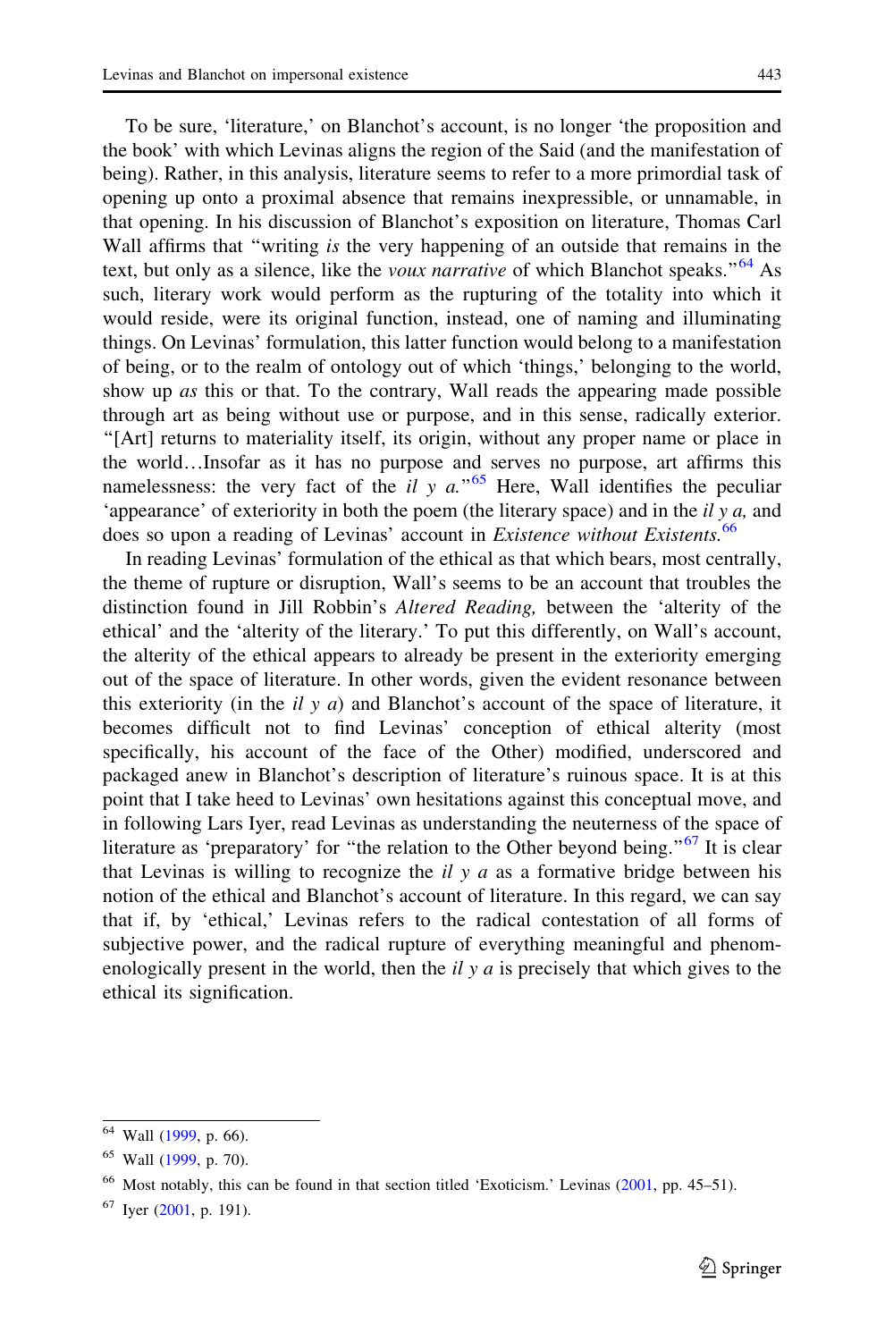To be sure, 'literature,' on Blanchot's account, is no longer 'the proposition and the book' with which Levinas aligns the region of the Said (and the manifestation of being). Rather, in this analysis, literature seems to refer to a more primordial task of opening up onto a proximal absence that remains inexpressible, or unnamable, in that opening. In his discussion of Blanchot's exposition on literature, Thomas Carl Wall affirms that "writing *is* the very happening of an outside that remains in the text, but only as a silence, like the *voux narrative* of which Blanchot speaks."[64] As such, literary work would perform as the rupturing of the totality into which it would reside, were its original function, instead, one of naming and illuminating things. On Levinas' formulation, this latter function would belong to a manifestation of being, or to the realm of ontology out of which 'things,' belonging to the world, show up *as* this or that. To the contrary, Wall reads the appearing made possible through art as being without use or purpose, and in this sense, radically exterior. "[Art] returns to materiality itself, its origin, without any proper name or place in the world…Insofar as it has no purpose and serves no purpose, art affirms this namelessness: the very fact of the *il y a*."[65] Here, Wall identifies the peculiar 'appearance' of exteriority in both the poem (the literary space) and in the *il y a,* and does so upon a reading of Levinas' account in *Existence without Existents.*[66]

In reading Levinas' formulation of the ethical as that which bears, most centrally, the theme of rupture or disruption, Wall's seems to be an account that troubles the distinction found in Jill Robbin's *Altered Reading,* between the 'alterity of the ethical' and the 'alterity of the literary.' To put this differently, on Wall's account, the alterity of the ethical appears to already be present in the exteriority emerging out of the space of literature. In other words, given the evident resonance between this exteriority (in the *il y a*) and Blanchot's account of the space of literature, it becomes difficult not to find Levinas' conception of ethical alterity (most specifically, his account of the face of the Other) modified, underscored and packaged anew in Blanchot's description of literature's ruinous space. It is at this point that I take heed to Levinas' own hesitations against this conceptual move, and in following Lars Iyer, read Levinas as understanding the neuterness of the space of literature as 'preparatory' for "the relation to the Other beyond being."[67] It is clear that Levinas is willing to recognize the *il y a* as a formative bridge between his notion of the ethical and Blanchot's account of literature. In this regard, we can say that if, by 'ethical,' Levinas refers to the radical contestation of all forms of subjective power, and the radical rupture of everything meaningful and phenomenologically present in the world, then the *il y a* is precisely that which gives to the ethical its signification.

---

[64] Wall (1999, p. 66).

[65] Wall (1999, p. 70).

[66] Most notably, this can be found in that section titled 'Exoticism.' Levinas (2001, pp. 45–51).

[67] Iyer (2001, p. 191).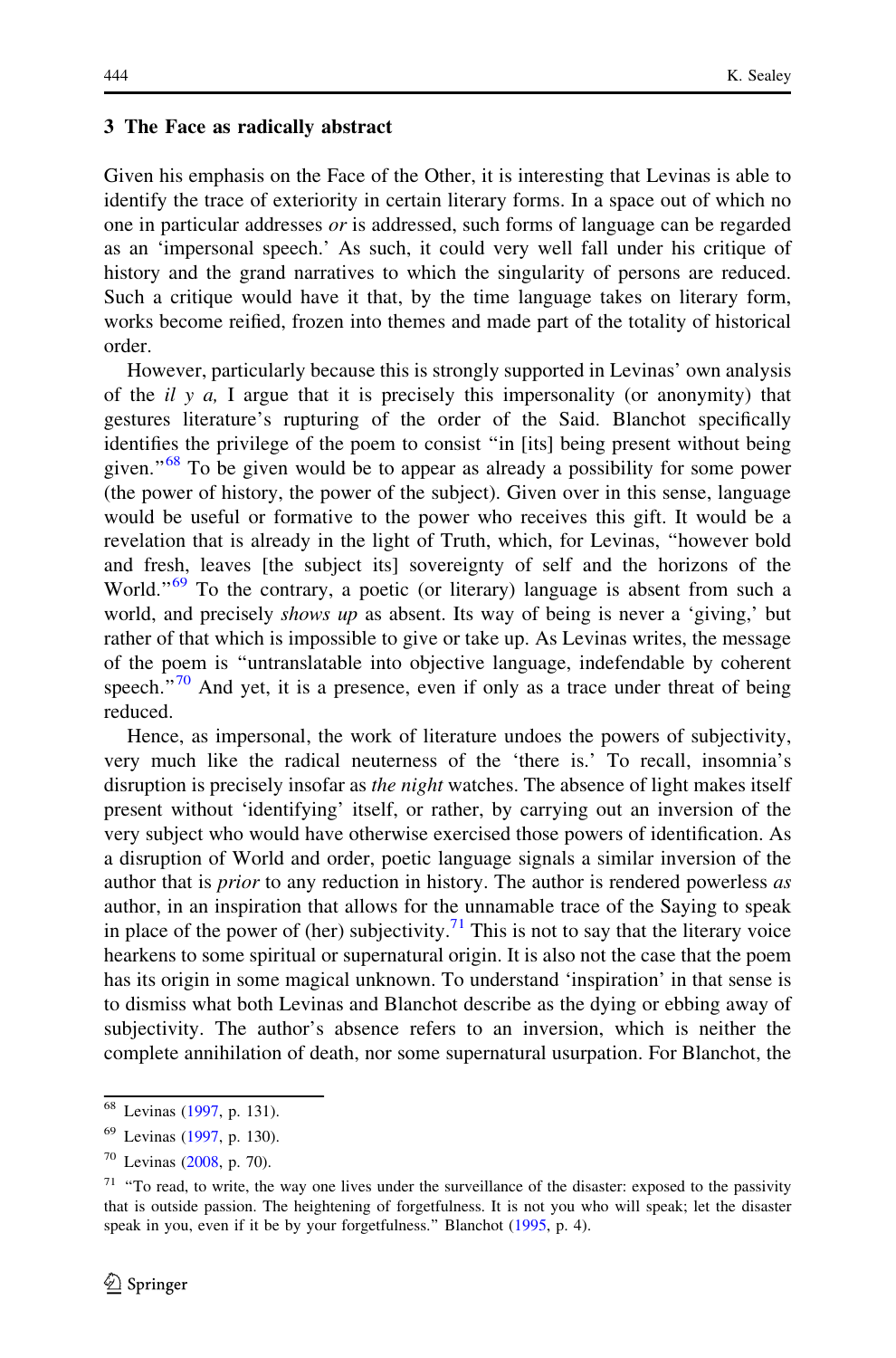## 3 The Face as radically abstract

Given his emphasis on the Face of the Other, it is interesting that Levinas is able to identify the trace of exteriority in certain literary forms. In a space out of which no one in particular addresses *or* is addressed, such forms of language can be regarded as an 'impersonal speech.' As such, it could very well fall under his critique of history and the grand narratives to which the singularity of persons are reduced. Such a critique would have it that, by the time language takes on literary form, works become reified, frozen into themes and made part of the totality of historical order.

However, particularly because this is strongly supported in Levinas' own analysis of the *il y a,* I argue that it is precisely this impersonality (or anonymity) that gestures literature's rupturing of the order of the Said. Blanchot specifically identifies the privilege of the poem to consist "in [its] being present without being given."[68] To be given would be to appear as already a possibility for some power (the power of history, the power of the subject). Given over in this sense, language would be useful or formative to the power who receives this gift. It would be a revelation that is already in the light of Truth, which, for Levinas, "however bold and fresh, leaves [the subject its] sovereignty of self and the horizons of the World."[69] To the contrary, a poetic (or literary) language is absent from such a world, and precisely *shows up* as absent. Its way of being is never a 'giving,' but rather of that which is impossible to give or take up. As Levinas writes, the message of the poem is "untranslatable into objective language, indefendable by coherent speech."[70] And yet, it is a presence, even if only as a trace under threat of being reduced.

Hence, as impersonal, the work of literature undoes the powers of subjectivity, very much like the radical neuterness of the 'there is.' To recall, insomnia's disruption is precisely insofar as *the night* watches. The absence of light makes itself present without 'identifying' itself, or rather, by carrying out an inversion of the very subject who would have otherwise exercised those powers of identification. As a disruption of World and order, poetic language signals a similar inversion of the author that is *prior* to any reduction in history. The author is rendered powerless *as* author, in an inspiration that allows for the unnamable trace of the Saying to speak in place of the power of (her) subjectivity.[71] This is not to say that the literary voice hearkens to some spiritual or supernatural origin. It is also not the case that the poem has its origin in some magical unknown. To understand 'inspiration' in that sense is to dismiss what both Levinas and Blanchot describe as the dying or ebbing away of subjectivity. The author's absence refers to an inversion, which is neither the complete annihilation of death, nor some supernatural usurpation. For Blanchot, the

---

[68] Levinas (1997, p. 131).

[69] Levinas (1997, p. 130).

[70] Levinas (2008, p. 70).

[71] "To read, to write, the way one lives under the surveillance of the disaster: exposed to the passivity that is outside passion. The heightening of forgetfulness. It is not you who will speak; let the disaster speak in you, even if it be by your forgetfulness." Blanchot (1995, p. 4).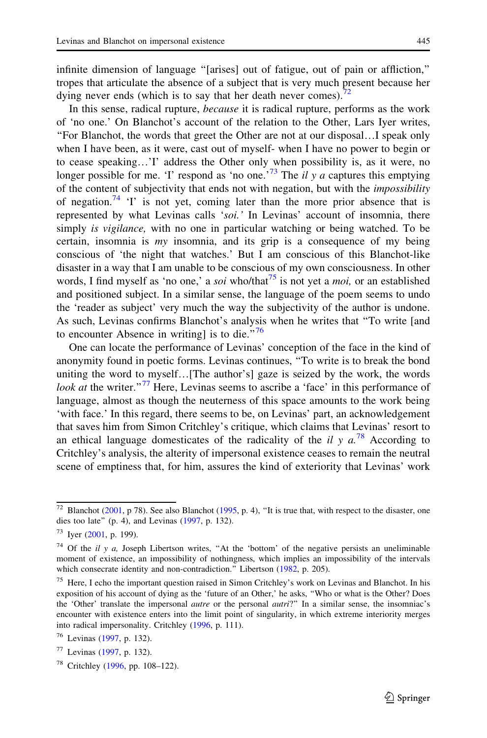infinite dimension of language "[arises] out of fatigue, out of pain or affliction," tropes that articulate the absence of a subject that is very much present because her dying never ends (which is to say that her death never comes).[72]

In this sense, radical rupture, *because* it is radical rupture, performs as the work of 'no one.' On Blanchot's account of the relation to the Other, Lars Iyer writes, "For Blanchot, the words that greet the Other are not at our disposal…I speak only when I have been, as it were, cast out of myself- when I have no power to begin or to cease speaking…'I' address the Other only when possibility is, as it were, no longer possible for me. 'I' respond as 'no one.'[73] The *il y a* captures this emptying of the content of subjectivity that ends not with negation, but with the *impossibility* of negation.[74] 'I' is not yet, coming later than the more prior absence that is represented by what Levinas calls '*soi.*' In Levinas' account of insomnia, there simply *is vigilance,* with no one in particular watching or being watched. To be certain, insomnia is *my* insomnia, and its grip is a consequence of my being conscious of 'the night that watches.' But I am conscious of this Blanchot-like disaster in a way that I am unable to be conscious of my own consciousness. In other words, I find myself as 'no one,' a *soi* who/that[75] is not yet a *moi,* or an established and positioned subject. In a similar sense, the language of the poem seems to undo the 'reader as subject' very much the way the subjectivity of the author is undone. As such, Levinas confirms Blanchot's analysis when he writes that "To write [and to encounter Absence in writing] is to die."[76]

One can locate the performance of Levinas' conception of the face in the kind of anonymity found in poetic forms. Levinas continues, "To write is to break the bond uniting the word to myself…[The author's] gaze is seized by the work, the words *look at* the writer."[77] Here, Levinas seems to ascribe a 'face' in this performance of language, almost as though the neuterness of this space amounts to the work being 'with face.' In this regard, there seems to be, on Levinas' part, an acknowledgement that saves him from Simon Critchley's critique, which claims that Levinas' resort to an ethical language domesticates of the radicality of the *il y a.*[78] According to Critchley's analysis, the alterity of impersonal existence ceases to remain the neutral scene of emptiness that, for him, assures the kind of exteriority that Levinas' work

---

[72] Blanchot (2001, p 78). See also Blanchot (1995, p. 4), "It is true that, with respect to the disaster, one dies too late" (p. 4), and Levinas (1997, p. 132).

[73] Iyer (2001, p. 199).

[74] Of the *il y a,* Joseph Libertson writes, "At the 'bottom' of the negative persists an uneliminable moment of existence, an impossibility of nothingness, which implies an impossibility of the intervals which consecrate identity and non-contradiction." Libertson (1982, p. 205).

[75] Here, I echo the important question raised in Simon Critchley's work on Levinas and Blanchot. In his exposition of his account of dying as the 'future of an Other,' he asks, "Who or what is the Other? Does the 'Other' translate the impersonal *autre* or the personal *autri*?" In a similar sense, the insomniac's encounter with existence enters into the limit point of singularity, in which extreme interiority merges into radical impersonality. Critchley (1996, p. 111).

[76] Levinas (1997, p. 132).

[77] Levinas (1997, p. 132).

[78] Critchley (1996, pp. 108–122).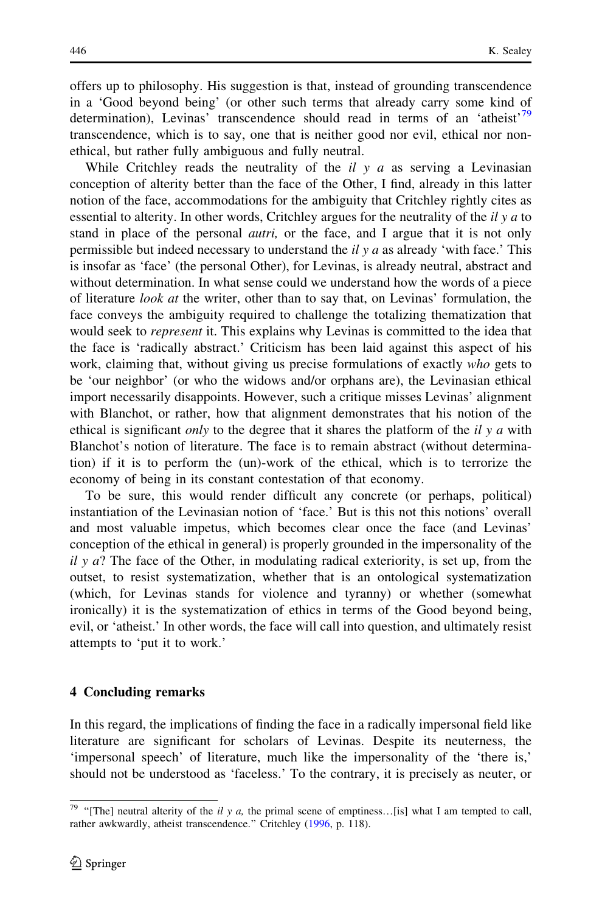offers up to philosophy. His suggestion is that, instead of grounding transcendence in a 'Good beyond being' (or other such terms that already carry some kind of determination), Levinas' transcendence should read in terms of an 'atheist'[79] transcendence, which is to say, one that is neither good nor evil, ethical nor non-ethical, but rather fully ambiguous and fully neutral.

While Critchley reads the neutrality of the *il y a* as serving a Levinasian conception of alterity better than the face of the Other, I find, already in this latter notion of the face, accommodations for the ambiguity that Critchley rightly cites as essential to alterity. In other words, Critchley argues for the neutrality of the *il y a* to stand in place of the personal *autri,* or the face, and I argue that it is not only permissible but indeed necessary to understand the *il y a* as already 'with face.' This is insofar as 'face' (the personal Other), for Levinas, is already neutral, abstract and without determination. In what sense could we understand how the words of a piece of literature *look at* the writer, other than to say that, on Levinas' formulation, the face conveys the ambiguity required to challenge the totalizing thematization that would seek to *represent* it. This explains why Levinas is committed to the idea that the face is 'radically abstract.' Criticism has been laid against this aspect of his work, claiming that, without giving us precise formulations of exactly *who* gets to be 'our neighbor' (or who the widows and/or orphans are), the Levinasian ethical import necessarily disappoints. However, such a critique misses Levinas' alignment with Blanchot, or rather, how that alignment demonstrates that his notion of the ethical is significant *only* to the degree that it shares the platform of the *il y a* with Blanchot's notion of literature. The face is to remain abstract (without determination) if it is to perform the (un)-work of the ethical, which is to terrorize the economy of being in its constant contestation of that economy.

To be sure, this would render difficult any concrete (or perhaps, political) instantiation of the Levinasian notion of 'face.' But is this not this notions' overall and most valuable impetus, which becomes clear once the face (and Levinas' conception of the ethical in general) is properly grounded in the impersonality of the *il y a*? The face of the Other, in modulating radical exteriority, is set up, from the outset, to resist systematization, whether that is an ontological systematization (which, for Levinas stands for violence and tyranny) or whether (somewhat ironically) it is the systematization of ethics in terms of the Good beyond being, evil, or 'atheist.' In other words, the face will call into question, and ultimately resist attempts to 'put it to work.'

## 4 Concluding remarks

In this regard, the implications of finding the face in a radically impersonal field like literature are significant for scholars of Levinas. Despite its neuterness, the 'impersonal speech' of literature, much like the impersonality of the 'there is,' should not be understood as 'faceless.' To the contrary, it is precisely as neuter, or

[79] "[The] neutral alterity of the *il y a,* the primal scene of emptiness…[is] what I am tempted to call, rather awkwardly, atheist transcendence." Critchley (1996, p. 118).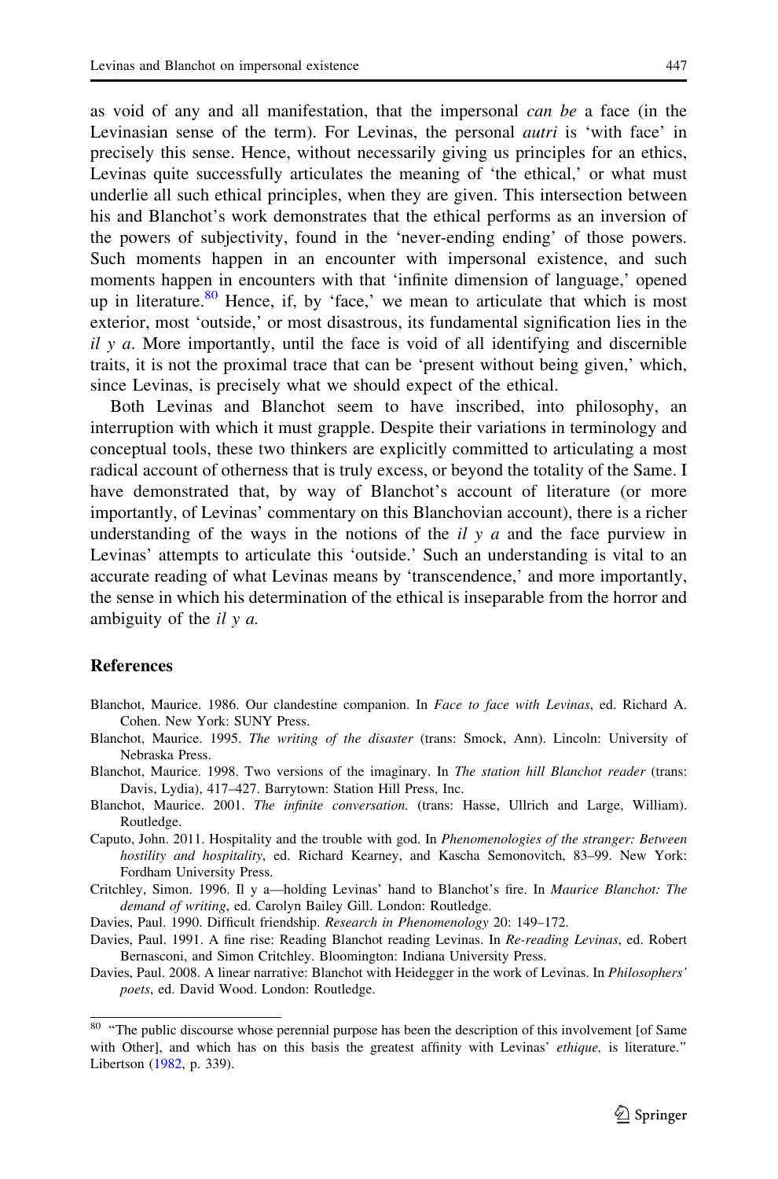as void of any and all manifestation, that the impersonal *can be* a face (in the Levinasian sense of the term). For Levinas, the personal *autri* is 'with face' in precisely this sense. Hence, without necessarily giving us principles for an ethics, Levinas quite successfully articulates the meaning of 'the ethical,' or what must underlie all such ethical principles, when they are given. This intersection between his and Blanchot's work demonstrates that the ethical performs as an inversion of the powers of subjectivity, found in the 'never-ending ending' of those powers. Such moments happen in an encounter with impersonal existence, and such moments happen in encounters with that 'infinite dimension of language,' opened up in literature.[80] Hence, if, by 'face,' we mean to articulate that which is most exterior, most 'outside,' or most disastrous, its fundamental signification lies in the *il y a*. More importantly, until the face is void of all identifying and discernible traits, it is not the proximal trace that can be 'present without being given,' which, since Levinas, is precisely what we should expect of the ethical.

Both Levinas and Blanchot seem to have inscribed, into philosophy, an interruption with which it must grapple. Despite their variations in terminology and conceptual tools, these two thinkers are explicitly committed to articulating a most radical account of otherness that is truly excess, or beyond the totality of the Same. I have demonstrated that, by way of Blanchot's account of literature (or more importantly, of Levinas' commentary on this Blanchovian account), there is a richer understanding of the ways in the notions of the *il y a* and the face purview in Levinas' attempts to articulate this 'outside.' Such an understanding is vital to an accurate reading of what Levinas means by 'transcendence,' and more importantly, the sense in which his determination of the ethical is inseparable from the horror and ambiguity of the *il y a*.

## References

Blanchot, Maurice. 1986. Our clandestine companion. In *Face to face with Levinas*, ed. Richard A. Cohen. New York: SUNY Press.

Blanchot, Maurice. 1995. *The writing of the disaster* (trans: Smock, Ann). Lincoln: University of Nebraska Press.

Blanchot, Maurice. 1998. Two versions of the imaginary. In *The station hill Blanchot reader* (trans: Davis, Lydia), 417–427. Barrytown: Station Hill Press, Inc.

Blanchot, Maurice. 2001. *The infinite conversation.* (trans: Hasse, Ullrich and Large, William). Routledge.

Caputo, John. 2011. Hospitality and the trouble with god. In *Phenomenologies of the stranger: Between hostility and hospitality*, ed. Richard Kearney, and Kascha Semonovitch, 83–99. New York: Fordham University Press.

Critchley, Simon. 1996. Il y a—holding Levinas' hand to Blanchot's fire. In *Maurice Blanchot: The demand of writing*, ed. Carolyn Bailey Gill. London: Routledge.

Davies, Paul. 1990. Difficult friendship. *Research in Phenomenology* 20: 149–172.

Davies, Paul. 1991. A fine rise: Reading Blanchot reading Levinas. In *Re-reading Levinas*, ed. Robert Bernasconi, and Simon Critchley. Bloomington: Indiana University Press.

Davies, Paul. 2008. A linear narrative: Blanchot with Heidegger in the work of Levinas. In *Philosophers' poets*, ed. David Wood. London: Routledge.

---

[80] "The public discourse whose perennial purpose has been the description of this involvement [of Same with Other], and which has on this basis the greatest affinity with Levinas' *ethique,* is literature." Libertson (1982, p. 339).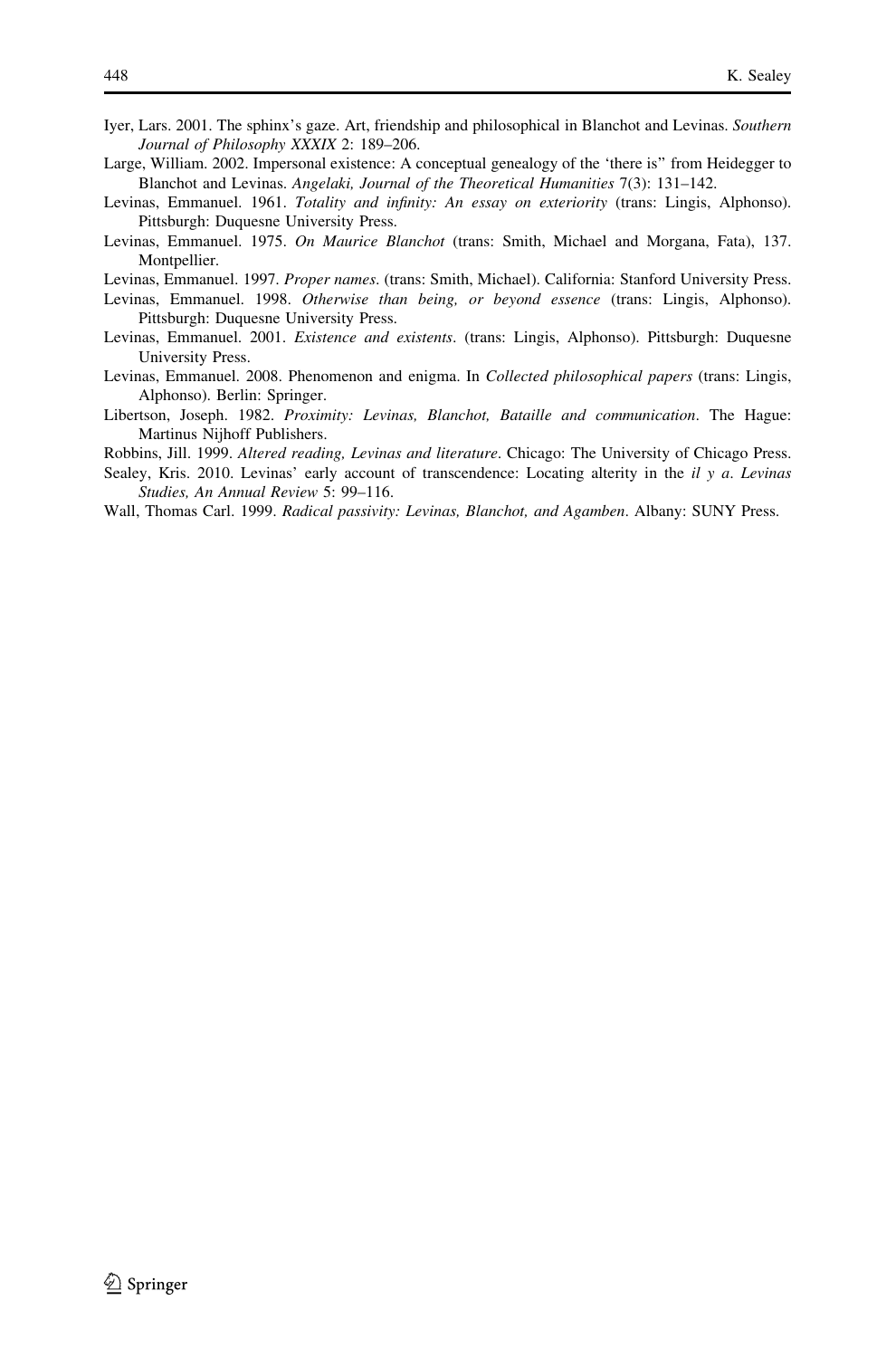Iyer, Lars. 2001. The sphinx's gaze. Art, friendship and philosophical in Blanchot and Levinas. *Southern Journal of Philosophy XXXIX* 2: 189–206.

Large, William. 2002. Impersonal existence: A conceptual genealogy of the 'there is" from Heidegger to Blanchot and Levinas. *Angelaki, Journal of the Theoretical Humanities* 7(3): 131–142.

Levinas, Emmanuel. 1961. *Totality and infinity: An essay on exteriority* (trans: Lingis, Alphonso). Pittsburgh: Duquesne University Press.

Levinas, Emmanuel. 1975. *On Maurice Blanchot* (trans: Smith, Michael and Morgana, Fata), 137. Montpellier.

Levinas, Emmanuel. 1997. *Proper names*. (trans: Smith, Michael). California: Stanford University Press.

Levinas, Emmanuel. 1998. *Otherwise than being, or beyond essence* (trans: Lingis, Alphonso). Pittsburgh: Duquesne University Press.

Levinas, Emmanuel. 2001. *Existence and existents*. (trans: Lingis, Alphonso). Pittsburgh: Duquesne University Press.

Levinas, Emmanuel. 2008. Phenomenon and enigma. In *Collected philosophical papers* (trans: Lingis, Alphonso). Berlin: Springer.

Libertson, Joseph. 1982. *Proximity: Levinas, Blanchot, Bataille and communication*. The Hague: Martinus Nijhoff Publishers.

Robbins, Jill. 1999. *Altered reading, Levinas and literature*. Chicago: The University of Chicago Press.

Sealey, Kris. 2010. Levinas' early account of transcendence: Locating alterity in the *il y a*. *Levinas Studies, An Annual Review* 5: 99–116.

Wall, Thomas Carl. 1999. *Radical passivity: Levinas, Blanchot, and Agamben*. Albany: SUNY Press.